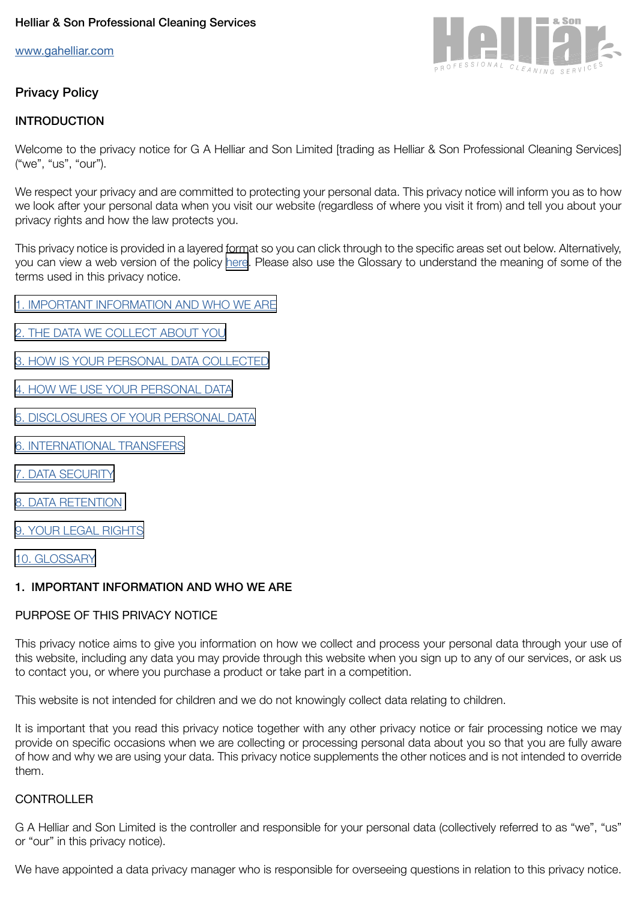Helliar & Son Professional Cleaning Services

www.gahelliar.com

## Privacy Policy

### INTRODUCTION

Welcome to the privacy notice for G A Helliar and Son Limited [trading as Helliar & Son Professional Cleaning Services] ("we", "us", "our").

We respect your privacy and are committed to protecting your personal data. This privacy notice will inform you as to how we look after your personal data when you visit our website (regardless of where you visit it from) and tell you about your privacy rights and how the law protects you.

This privacy notice is provided in a layered format so you can click through to the specific areas set out below. Alternatively, you can view a web version of the policy here. Please also use the Glossary to understand the meaning of some of the terms used in this privacy notice.

1. IMPORTANT INFORMATION AND WHO WE ARE

2. THE DATA WE COLLECT ABOUT YOU

3. HOW IS YOUR PERSONAL DATA COLLECTED

4. HOW WE USE YOUR PERSONAL DATA

5. DISCLOSURES OF YOUR PERSONAL DATA

6. INTERNATIONAL TRANSFERS

7. DATA SECURITY

8. DATA RETENTION

9. YOUR LEGAL RIGHTS

10. GLOSSARY

### 1. IMPORTANT INFORMATION AND WHO WE ARE

#### PURPOSE OF THIS PRIVACY NOTICE

This privacy notice aims to give you information on how we collect and process your personal data through your use of this website, including any data you may provide through this website when you sign up to any of our services, or ask us to contact you, or where you purchase a product or take part in a competition.

This website is not intended for children and we do not knowingly collect data relating to children.

It is important that you read this privacy notice together with any other privacy notice or fair processing notice we may provide on specific occasions when we are collecting or processing personal data about you so that you are fully aware of how and why we are using your data. This privacy notice supplements the other notices and is not intended to override them.

#### CONTROLLER

G A Helliar and Son Limited is the controller and responsible for your personal data (collectively referred to as "we", "us" or "our" in this privacy notice).

We have appointed a data privacy manager who is responsible for overseeing questions in relation to this privacy notice.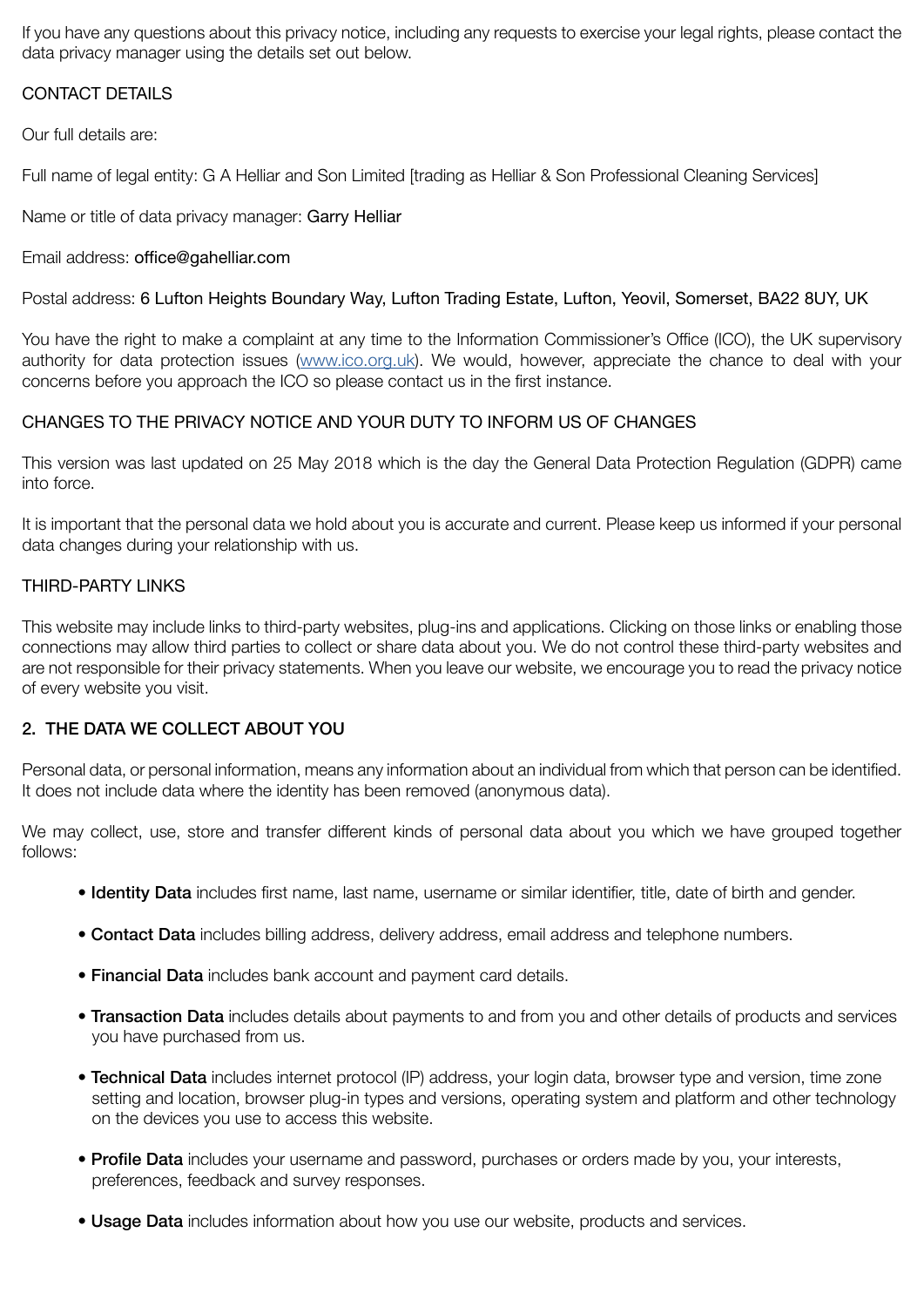If you have any questions about this privacy notice, including any requests to exercise your legal rights, please contact the data privacy manager using the details set out below.

CONTACT DETAILS

Our full details are:

Full name of legal entity: G A Helliar and Son Limited [trading as Helliar & Son Professional Cleaning Services]

Name or title of data privacy manager: Garry Helliar

Email address: office@gahelliar.com

Postal address: 6 Lufton Heights Boundary Way, Lufton Trading Estate, Lufton, Yeovil, Somerset, BA22 8UY, UK

You have the right to make a complaint at any time to the Information Commissioner's Office (ICO), the UK supervisory authority for data protection issues ([www.ico.org.uk](www.ico.org.uk)). We would, however, appreciate the chance to deal with your concerns before you approach the ICO so please contact us in the first instance.

CHANGES TO THE PRIVACY NOTICE AND YOUR DUTY TO INFORM US OF CHANGES

This version was last updated on 25 May 2018 which is the day the General Data Protection Regulation (GDPR) came into force.

It is important that the personal data we hold about you is accurate and current. Please keep us informed if your personal data changes during your relationship with us.

THIRD-PARTY LINKS

This website may include links to third-party websites, plug-ins and applications. Clicking on those links or enabling those connections may allow third parties to collect or share data about you. We do not control these third-party websites and are not responsible for their privacy statements. When you leave our website, we encourage you to read the privacy notice of every website you visit.

## 2. THE DATA WE COLLECT ABOUT YOU

Personal data, or personal information, means any information about an individual from which that person can be identified. It does not include data where the identity has been removed (anonymous data).

We may collect, use, store and transfer different kinds of personal data about you which we have grouped together follows:

- **Identity Data** includes first name, last name, username or similar identifier, title, date of birth and gender.
- **Contact Data** includes billing address, delivery address, email address and telephone numbers.
- **Financial Data** includes bank account and payment card details.
- **Transaction Data** includes details about payments to and from you and other details of products and services you have purchased from us.
- **Technical Data** includes internet protocol (IP) address, your login data, browser type and version, time zone setting and location, browser plug-in types and versions, operating system and platform and other technology on the devices you use to access this website.
- **Profile Data** includes your username and password, purchases or orders made by you, your interests, preferences, feedback and survey responses.
- **Usage Data** includes information about how you use our website, products and services.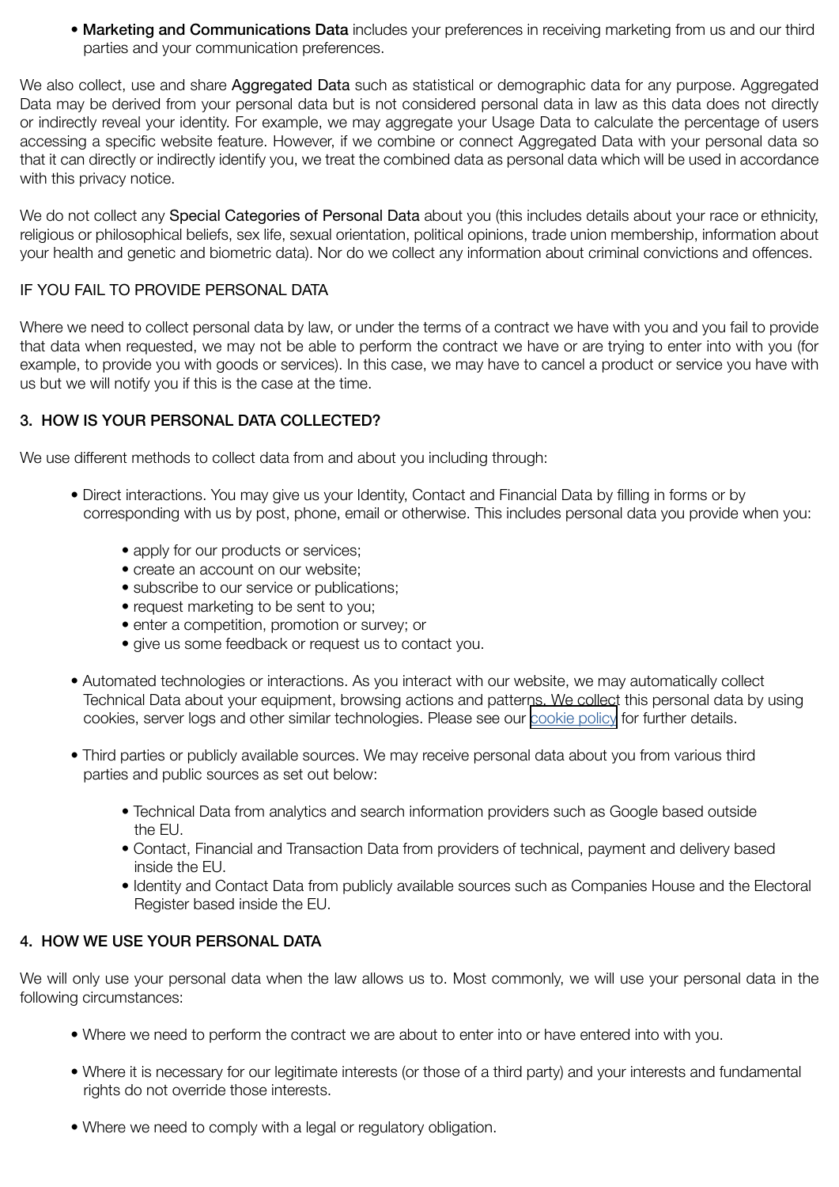- **Marketing and Communications Data** includes your preferences in receiving marketing from us and our third parties and your communication preferences.

We also collect, use and share **Aggregated Data** such as statistical or demographic data for any purpose. Aggregated Data may be derived from your personal data but is not considered personal data in law as this data does not directly or indirectly reveal your identity. For example, we may aggregate your Usage Data to calculate the percentage of users accessing a specific website feature. However, if we combine or connect Aggregated Data with your personal data so that it can directly or indirectly identify you, we treat the combined data as personal data which will be used in accordance with this privacy notice.

We do not collect any **Special Categories of Personal Data** about you (this includes details about your race or ethnicity, religious or philosophical beliefs, sex life, sexual orientation, political opinions, trade union membership, information about your health and genetic and biometric data). Nor do we collect any information about criminal convictions and offences.

IF YOU FAIL TO PROVIDE PERSONAL DATA

Where we need to collect personal data by law, or under the terms of a contract we have with you and you fail to provide that data when requested, we may not be able to perform the contract we have or are trying to enter into with you (for example, to provide you with goods or services). In this case, we may have to cancel a product or service you have with us but we will notify you if this is the case at the time.

## 3. HOW IS YOUR PERSONAL DATA COLLECTED?

We use different methods to collect data from and about you including through:

- Direct interactions. You may give us your Identity, Contact and Financial Data by filling in forms or by corresponding with us by post, phone, email or otherwise. This includes personal data you provide when you:
  - apply for our products or services;
  - create an account on our website;
  - subscribe to our service or publications;
  - request marketing to be sent to you;
  - enter a competition, promotion or survey; or
  - give us some feedback or request us to contact you.
- Automated technologies or interactions. As you interact with our website, we may automatically collect Technical Data about your equipment, browsing actions and patterns. We collect this personal data by using cookies, server logs and other similar technologies. Please see our cookie policy for further details.
- Third parties or publicly available sources. We may receive personal data about you from various third parties and public sources as set out below:
  - Technical Data from analytics and search information providers such as Google based outside the EU.
  - Contact, Financial and Transaction Data from providers of technical, payment and delivery based inside the EU.
  - Identity and Contact Data from publicly available sources such as Companies House and the Electoral Register based inside the EU.

## 4. HOW WE USE YOUR PERSONAL DATA

We will only use your personal data when the law allows us to. Most commonly, we will use your personal data in the following circumstances:

- Where we need to perform the contract we are about to enter into or have entered into with you.
- Where it is necessary for our legitimate interests (or those of a third party) and your interests and fundamental rights do not override those interests.
- Where we need to comply with a legal or regulatory obligation.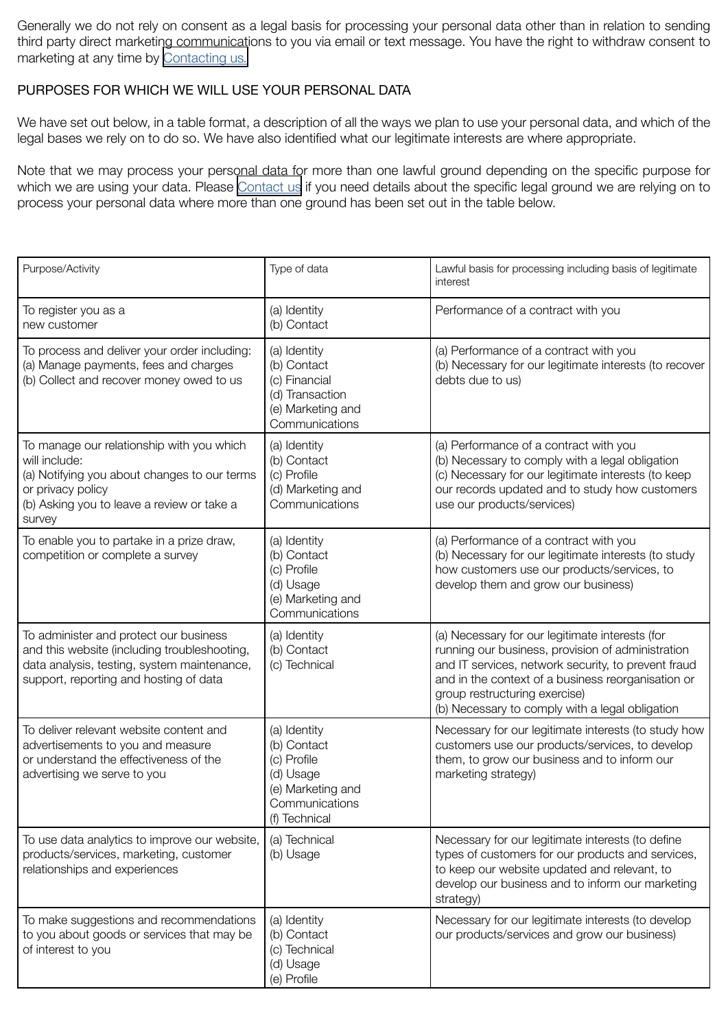Generally we do not rely on consent as a legal basis for processing your personal data other than in relation to sending third party direct marketing communications to you via email or text message. You have the right to withdraw consent to marketing at any time by Contacting us.

## PURPOSES FOR WHICH WE WILL USE YOUR PERSONAL DATA

We have set out below, in a table format, a description of all the ways we plan to use your personal data, and which of the legal bases we rely on to do so. We have also identified what our legitimate interests are where appropriate.

Note that we may process your personal data for more than one lawful ground depending on the specific purpose for which we are using your data. Please Contact us if you need details about the specific legal ground we are relying on to process your personal data where more than one ground has been set out in the table below.

| Purpose/Activity | Type of data | Lawful basis for processing including basis of legitimate interest |
|---|---|---|
| To register you as a new customer | (a) Identity<br>(b) Contact | Performance of a contract with you |
| To process and deliver your order including:<br>(a) Manage payments, fees and charges<br>(b) Collect and recover money owed to us | (a) Identity<br>(b) Contact<br>(c) Financial<br>(d) Transaction<br>(e) Marketing and Communications | (a) Performance of a contract with you<br>(b) Necessary for our legitimate interests (to recover debts due to us) |
| To manage our relationship with you which will include:<br>(a) Notifying you about changes to our terms or privacy policy<br>(b) Asking you to leave a review or take a survey | (a) Identity<br>(b) Contact<br>(c) Profile<br>(d) Marketing and Communications | (a) Performance of a contract with you<br>(b) Necessary to comply with a legal obligation<br>(c) Necessary for our legitimate interests (to keep our records updated and to study how customers use our products/services) |
| To enable you to partake in a prize draw, competition or complete a survey | (a) Identity<br>(b) Contact<br>(c) Profile<br>(d) Usage<br>(e) Marketing and Communications | (a) Performance of a contract with you<br>(b) Necessary for our legitimate interests (to study how customers use our products/services, to develop them and grow our business) |
| To administer and protect our business and this website (including troubleshooting, data analysis, testing, system maintenance, support, reporting and hosting of data | (a) Identity<br>(b) Contact<br>(c) Technical | (a) Necessary for our legitimate interests (for running our business, provision of administration and IT services, network security, to prevent fraud and in the context of a business reorganisation or group restructuring exercise)<br>(b) Necessary to comply with a legal obligation |
| To deliver relevant website content and advertisements to you and measure or understand the effectiveness of the advertising we serve to you | (a) Identity<br>(b) Contact<br>(c) Profile<br>(d) Usage<br>(e) Marketing and Communications<br>(f) Technical | Necessary for our legitimate interests (to study how customers use our products/services, to develop them, to grow our business and to inform our marketing strategy) |
| To use data analytics to improve our website, products/services, marketing, customer relationships and experiences | (a) Technical<br>(b) Usage | Necessary for our legitimate interests (to define types of customers for our products and services, to keep our website updated and relevant, to develop our business and to inform our marketing strategy) |
| To make suggestions and recommendations to you about goods or services that may be of interest to you | (a) Identity<br>(b) Contact<br>(c) Technical<br>(d) Usage<br>(e) Profile | Necessary for our legitimate interests (to develop our products/services and grow our business) |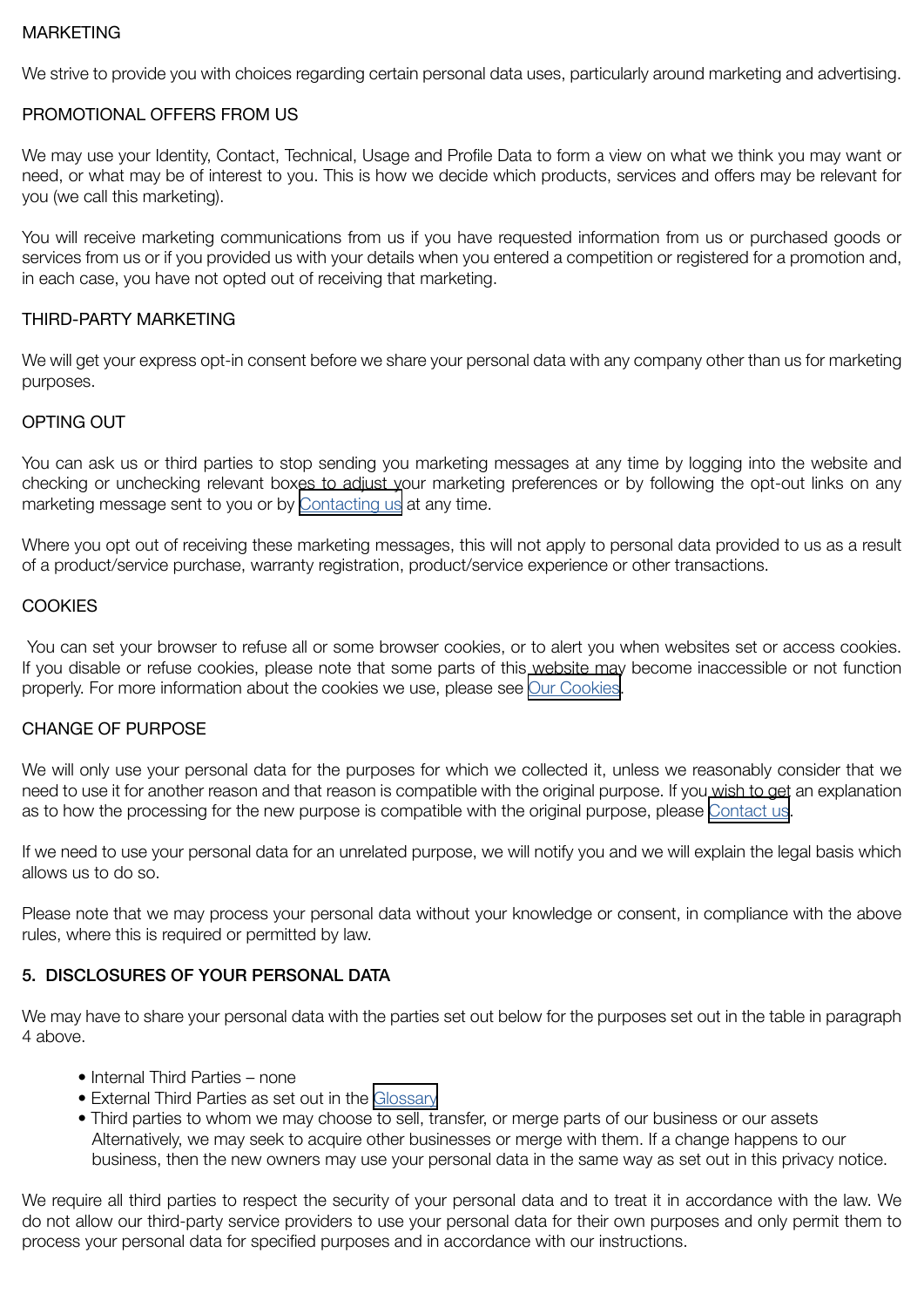MARKETING

We strive to provide you with choices regarding certain personal data uses, particularly around marketing and advertising.

PROMOTIONAL OFFERS FROM US

We may use your Identity, Contact, Technical, Usage and Profile Data to form a view on what we think you may want or need, or what may be of interest to you. This is how we decide which products, services and offers may be relevant for you (we call this marketing).

You will receive marketing communications from us if you have requested information from us or purchased goods or services from us or if you provided us with your details when you entered a competition or registered for a promotion and, in each case, you have not opted out of receiving that marketing.

THIRD-PARTY MARKETING

We will get your express opt-in consent before we share your personal data with any company other than us for marketing purposes.

OPTING OUT

You can ask us or third parties to stop sending you marketing messages at any time by logging into the website and checking or unchecking relevant boxes to adjust your marketing preferences or by following the opt-out links on any marketing message sent to you or by Contacting us at any time.

Where you opt out of receiving these marketing messages, this will not apply to personal data provided to us as a result of a product/service purchase, warranty registration, product/service experience or other transactions.

COOKIES

You can set your browser to refuse all or some browser cookies, or to alert you when websites set or access cookies. If you disable or refuse cookies, please note that some parts of this website may become inaccessible or not function properly. For more information about the cookies we use, please see Our Cookies.

CHANGE OF PURPOSE

We will only use your personal data for the purposes for which we collected it, unless we reasonably consider that we need to use it for another reason and that reason is compatible with the original purpose. If you wish to get an explanation as to how the processing for the new purpose is compatible with the original purpose, please Contact us.

If we need to use your personal data for an unrelated purpose, we will notify you and we will explain the legal basis which allows us to do so.

Please note that we may process your personal data without your knowledge or consent, in compliance with the above rules, where this is required or permitted by law.

## 5. DISCLOSURES OF YOUR PERSONAL DATA

We may have to share your personal data with the parties set out below for the purposes set out in the table in paragraph 4 above.

- Internal Third Parties – none
- External Third Parties as set out in the Glossary
- Third parties to whom we may choose to sell, transfer, or merge parts of our business or our assets Alternatively, we may seek to acquire other businesses or merge with them. If a change happens to our business, then the new owners may use your personal data in the same way as set out in this privacy notice.

We require all third parties to respect the security of your personal data and to treat it in accordance with the law. We do not allow our third-party service providers to use your personal data for their own purposes and only permit them to process your personal data for specified purposes and in accordance with our instructions.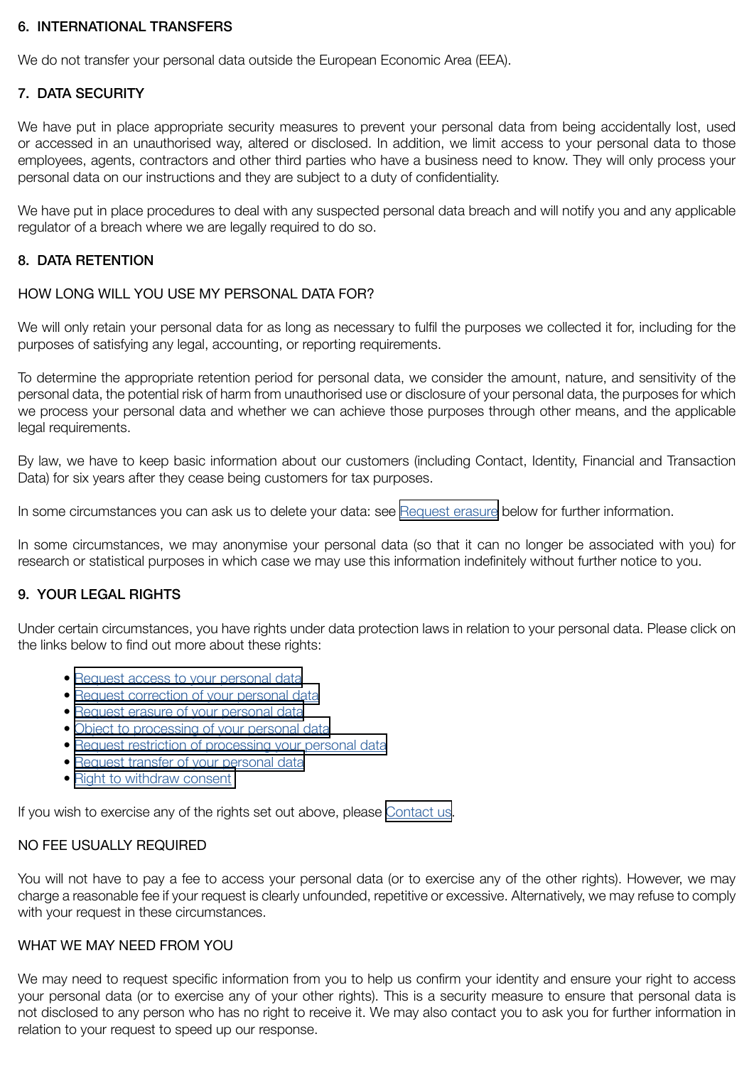## 6. INTERNATIONAL TRANSFERS

We do not transfer your personal data outside the European Economic Area (EEA).

## 7. DATA SECURITY

We have put in place appropriate security measures to prevent your personal data from being accidentally lost, used or accessed in an unauthorised way, altered or disclosed. In addition, we limit access to your personal data to those employees, agents, contractors and other third parties who have a business need to know. They will only process your personal data on our instructions and they are subject to a duty of confidentiality.

We have put in place procedures to deal with any suspected personal data breach and will notify you and any applicable regulator of a breach where we are legally required to do so.

## 8. DATA RETENTION

### HOW LONG WILL YOU USE MY PERSONAL DATA FOR?

We will only retain your personal data for as long as necessary to fulfil the purposes we collected it for, including for the purposes of satisfying any legal, accounting, or reporting requirements.

To determine the appropriate retention period for personal data, we consider the amount, nature, and sensitivity of the personal data, the potential risk of harm from unauthorised use or disclosure of your personal data, the purposes for which we process your personal data and whether we can achieve those purposes through other means, and the applicable legal requirements.

By law, we have to keep basic information about our customers (including Contact, Identity, Financial and Transaction Data) for six years after they cease being customers for tax purposes.

In some circumstances you can ask us to delete your data: see Request erasure below for further information.

In some circumstances, we may anonymise your personal data (so that it can no longer be associated with you) for research or statistical purposes in which case we may use this information indefinitely without further notice to you.

## 9. YOUR LEGAL RIGHTS

Under certain circumstances, you have rights under data protection laws in relation to your personal data. Please click on the links below to find out more about these rights:

- Request access to your personal data
- Request correction of your personal data
- Request erasure of your personal data
- Object to processing of your personal data
- Request restriction of processing your personal data
- Request transfer of your personal data
- Right to withdraw consent

If you wish to exercise any of the rights set out above, please Contact us.

### NO FEE USUALLY REQUIRED

You will not have to pay a fee to access your personal data (or to exercise any of the other rights). However, we may charge a reasonable fee if your request is clearly unfounded, repetitive or excessive. Alternatively, we may refuse to comply with your request in these circumstances.

### WHAT WE MAY NEED FROM YOU

We may need to request specific information from you to help us confirm your identity and ensure your right to access your personal data (or to exercise any of your other rights). This is a security measure to ensure that personal data is not disclosed to any person who has no right to receive it. We may also contact you to ask you for further information in relation to your request to speed up our response.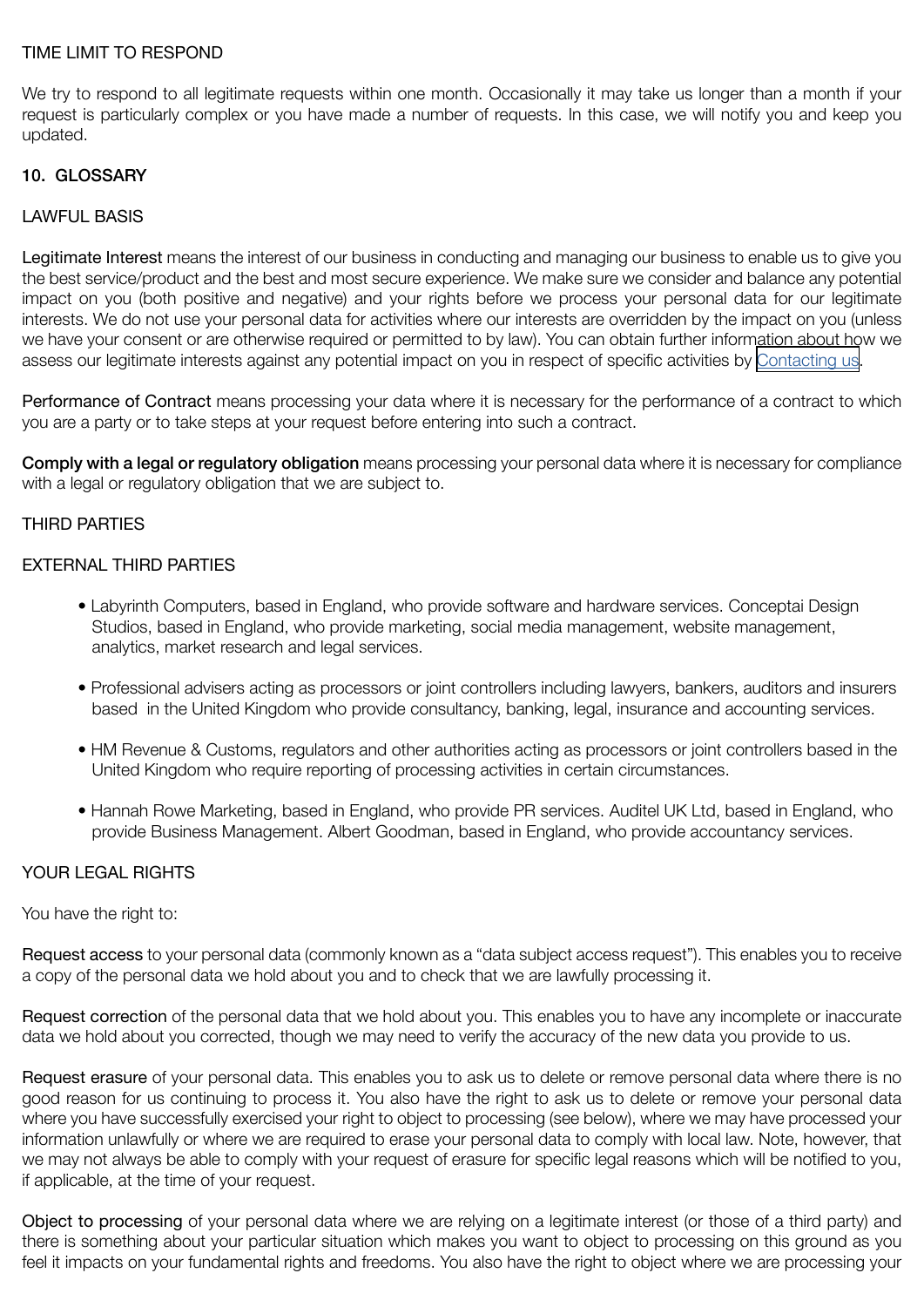TIME LIMIT TO RESPOND

We try to respond to all legitimate requests within one month. Occasionally it may take us longer than a month if your request is particularly complex or you have made a number of requests. In this case, we will notify you and keep you updated.

## 10. GLOSSARY

LAWFUL BASIS

Legitimate Interest means the interest of our business in conducting and managing our business to enable us to give you the best service/product and the best and most secure experience. We make sure we consider and balance any potential impact on you (both positive and negative) and your rights before we process your personal data for our legitimate interests. We do not use your personal data for activities where our interests are overridden by the impact on you (unless we have your consent or are otherwise required or permitted to by law). You can obtain further information about how we assess our legitimate interests against any potential impact on you in respect of specific activities by Contacting us.

Performance of Contract means processing your data where it is necessary for the performance of a contract to which you are a party or to take steps at your request before entering into such a contract.

**Comply with a legal or regulatory obligation** means processing your personal data where it is necessary for compliance with a legal or regulatory obligation that we are subject to.

THIRD PARTIES

EXTERNAL THIRD PARTIES

- Labyrinth Computers, based in England, who provide software and hardware services. Conceptai Design Studios, based in England, who provide marketing, social media management, website management, analytics, market research and legal services.
- Professional advisers acting as processors or joint controllers including lawyers, bankers, auditors and insurers based in the United Kingdom who provide consultancy, banking, legal, insurance and accounting services.
- HM Revenue & Customs, regulators and other authorities acting as processors or joint controllers based in the United Kingdom who require reporting of processing activities in certain circumstances.
- Hannah Rowe Marketing, based in England, who provide PR services. Auditel UK Ltd, based in England, who provide Business Management. Albert Goodman, based in England, who provide accountancy services.

YOUR LEGAL RIGHTS

You have the right to:

Request access to your personal data (commonly known as a "data subject access request"). This enables you to receive a copy of the personal data we hold about you and to check that we are lawfully processing it.

Request correction of the personal data that we hold about you. This enables you to have any incomplete or inaccurate data we hold about you corrected, though we may need to verify the accuracy of the new data you provide to us.

Request erasure of your personal data. This enables you to ask us to delete or remove personal data where there is no good reason for us continuing to process it. You also have the right to ask us to delete or remove your personal data where you have successfully exercised your right to object to processing (see below), where we may have processed your information unlawfully or where we are required to erase your personal data to comply with local law. Note, however, that we may not always be able to comply with your request of erasure for specific legal reasons which will be notified to you, if applicable, at the time of your request.

Object to processing of your personal data where we are relying on a legitimate interest (or those of a third party) and there is something about your particular situation which makes you want to object to processing on this ground as you feel it impacts on your fundamental rights and freedoms. You also have the right to object where we are processing your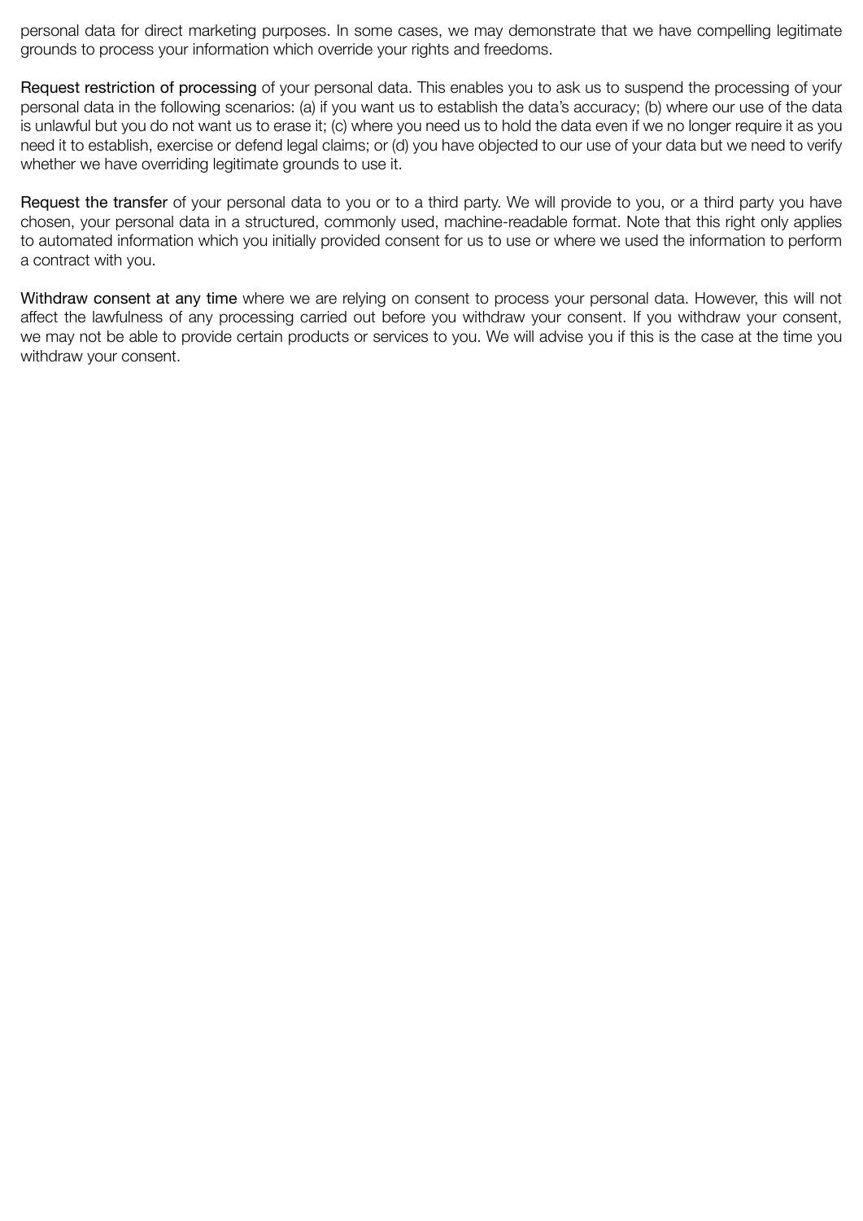personal data for direct marketing purposes. In some cases, we may demonstrate that we have compelling legitimate grounds to process your information which override your rights and freedoms.

Request restriction of processing of your personal data. This enables you to ask us to suspend the processing of your personal data in the following scenarios: (a) if you want us to establish the data's accuracy; (b) where our use of the data is unlawful but you do not want us to erase it; (c) where you need us to hold the data even if we no longer require it as you need it to establish, exercise or defend legal claims; or (d) you have objected to our use of your data but we need to verify whether we have overriding legitimate grounds to use it.

Request the transfer of your personal data to you or to a third party. We will provide to you, or a third party you have chosen, your personal data in a structured, commonly used, machine-readable format. Note that this right only applies to automated information which you initially provided consent for us to use or where we used the information to perform a contract with you.

Withdraw consent at any time where we are relying on consent to process your personal data. However, this will not affect the lawfulness of any processing carried out before you withdraw your consent. If you withdraw your consent, we may not be able to provide certain products or services to you. We will advise you if this is the case at the time you withdraw your consent.